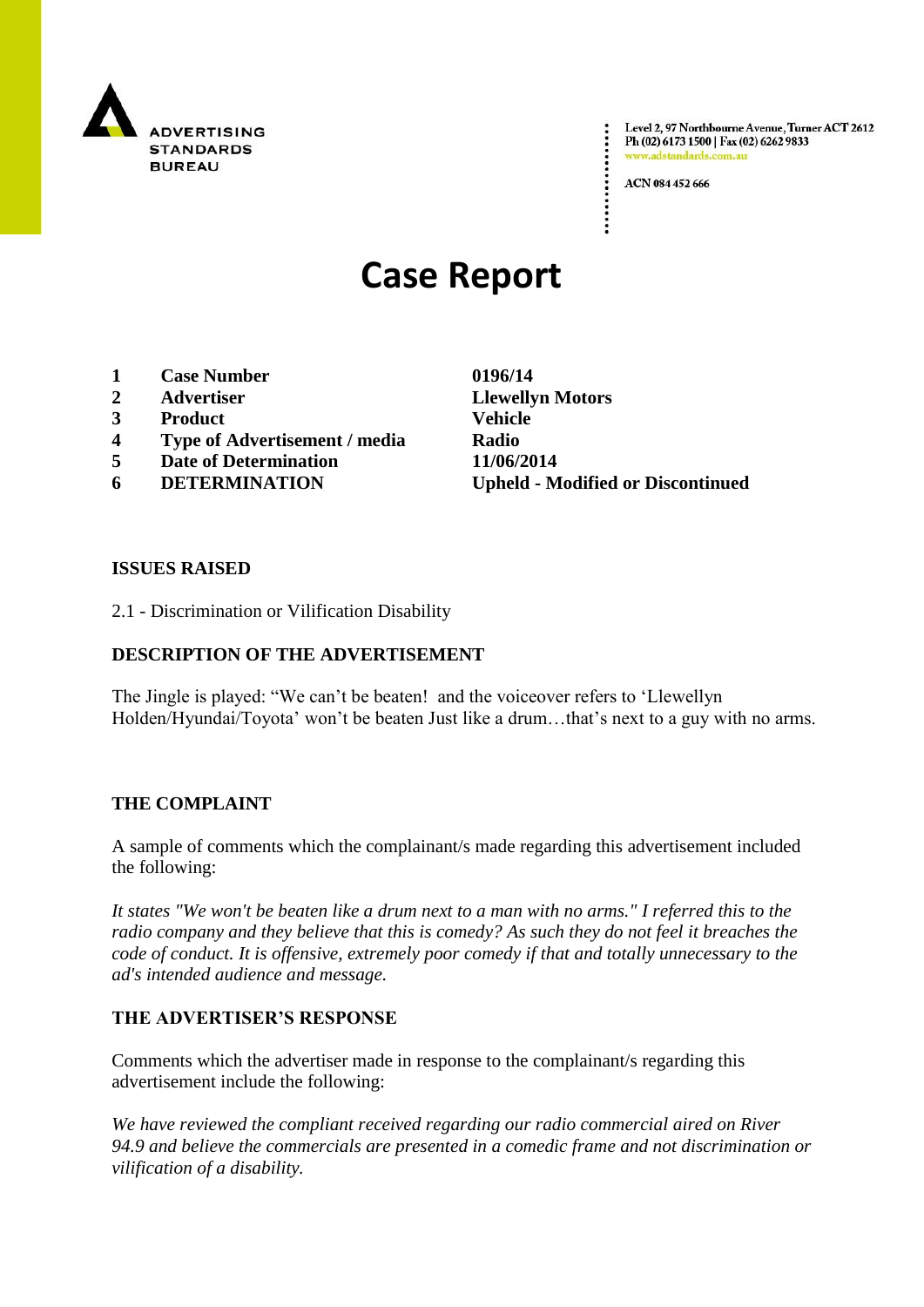ADVERTISING STANDARDS BUREAU

Level 2, 97 Northbourne Avenue, Turner ACT 2612
Ph (02) 6173 1500 | Fax (02) 6262 9833
www.adstandards.com.au

ACN 084 452 666

# Case Report

| | | | |
|---|---|---|---|
| **1** | **Case Number** | **0196/14** |
| **2** | **Advertiser** | **Llewellyn Motors** |
| **3** | **Product** | **Vehicle** |
| **4** | **Type of Advertisement / media** | **Radio** |
| **5** | **Date of Determination** | **11/06/2014** |
| **6** | **DETERMINATION** | **Upheld - Modified or Discontinued** |

**ISSUES RAISED**

2.1 - Discrimination or Vilification Disability

**DESCRIPTION OF THE ADVERTISEMENT**

The Jingle is played: "We can't be beaten! and the voiceover refers to 'Llewellyn Holden/Hyundai/Toyota' won't be beaten Just like a drum…that's next to a guy with no arms.

**THE COMPLAINT**

A sample of comments which the complainant/s made regarding this advertisement included the following:

*It states "We won't be beaten like a drum next to a man with no arms." I referred this to the radio company and they believe that this is comedy? As such they do not feel it breaches the code of conduct. It is offensive, extremely poor comedy if that and totally unnecessary to the ad's intended audience and message.*

**THE ADVERTISER'S RESPONSE**

Comments which the advertiser made in response to the complainant/s regarding this advertisement include the following:

*We have reviewed the compliant received regarding our radio commercial aired on River 94.9 and believe the commercials are presented in a comedic frame and not discrimination or vilification of a disability.*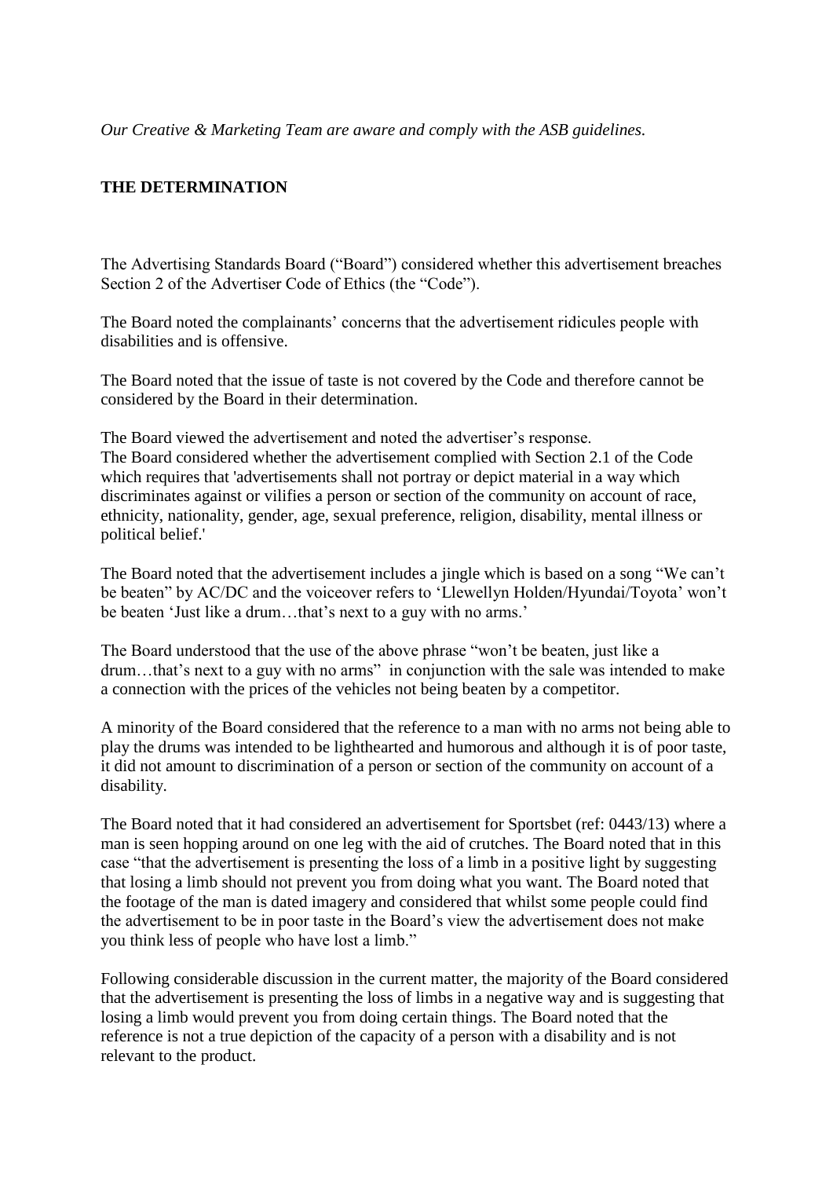*Our Creative & Marketing Team are aware and comply with the ASB guidelines.*

**THE DETERMINATION**

The Advertising Standards Board ("Board") considered whether this advertisement breaches Section 2 of the Advertiser Code of Ethics (the "Code").

The Board noted the complainants' concerns that the advertisement ridicules people with disabilities and is offensive.

The Board noted that the issue of taste is not covered by the Code and therefore cannot be considered by the Board in their determination.

The Board viewed the advertisement and noted the advertiser's response.
The Board considered whether the advertisement complied with Section 2.1 of the Code which requires that 'advertisements shall not portray or depict material in a way which discriminates against or vilifies a person or section of the community on account of race, ethnicity, nationality, gender, age, sexual preference, religion, disability, mental illness or political belief.'

The Board noted that the advertisement includes a jingle which is based on a song "We can't be beaten" by AC/DC and the voiceover refers to 'Llewellyn Holden/Hyundai/Toyota' won't be beaten 'Just like a drum…that's next to a guy with no arms.'

The Board understood that the use of the above phrase "won't be beaten, just like a drum…that's next to a guy with no arms" in conjunction with the sale was intended to make a connection with the prices of the vehicles not being beaten by a competitor.

A minority of the Board considered that the reference to a man with no arms not being able to play the drums was intended to be lighthearted and humorous and although it is of poor taste, it did not amount to discrimination of a person or section of the community on account of a disability.

The Board noted that it had considered an advertisement for Sportsbet (ref: 0443/13) where a man is seen hopping around on one leg with the aid of crutches. The Board noted that in this case "that the advertisement is presenting the loss of a limb in a positive light by suggesting that losing a limb should not prevent you from doing what you want. The Board noted that the footage of the man is dated imagery and considered that whilst some people could find the advertisement to be in poor taste in the Board's view the advertisement does not make you think less of people who have lost a limb."

Following considerable discussion in the current matter, the majority of the Board considered that the advertisement is presenting the loss of limbs in a negative way and is suggesting that losing a limb would prevent you from doing certain things. The Board noted that the reference is not a true depiction of the capacity of a person with a disability and is not relevant to the product.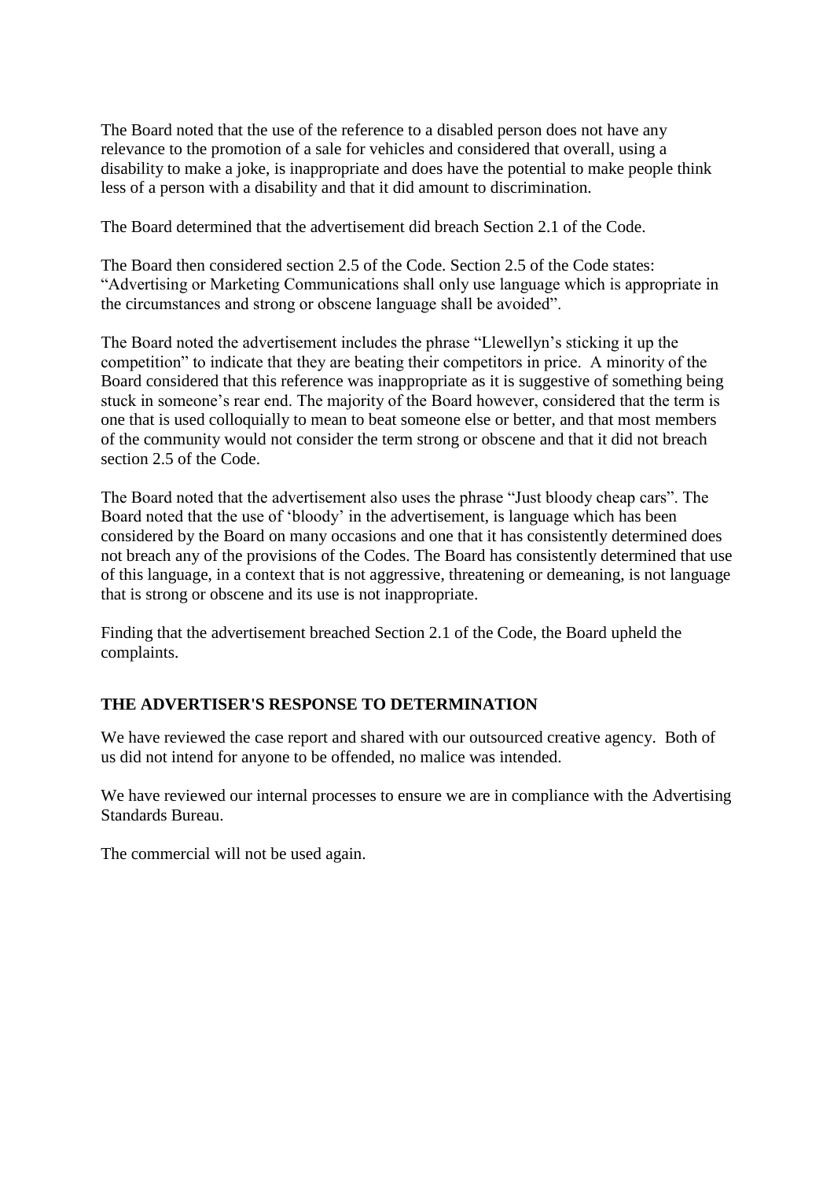The Board noted that the use of the reference to a disabled person does not have any relevance to the promotion of a sale for vehicles and considered that overall, using a disability to make a joke, is inappropriate and does have the potential to make people think less of a person with a disability and that it did amount to discrimination.

The Board determined that the advertisement did breach Section 2.1 of the Code.

The Board then considered section 2.5 of the Code. Section 2.5 of the Code states: "Advertising or Marketing Communications shall only use language which is appropriate in the circumstances and strong or obscene language shall be avoided".

The Board noted the advertisement includes the phrase "Llewellyn's sticking it up the competition" to indicate that they are beating their competitors in price. A minority of the Board considered that this reference was inappropriate as it is suggestive of something being stuck in someone's rear end. The majority of the Board however, considered that the term is one that is used colloquially to mean to beat someone else or better, and that most members of the community would not consider the term strong or obscene and that it did not breach section 2.5 of the Code.

The Board noted that the advertisement also uses the phrase "Just bloody cheap cars". The Board noted that the use of 'bloody' in the advertisement, is language which has been considered by the Board on many occasions and one that it has consistently determined does not breach any of the provisions of the Codes. The Board has consistently determined that use of this language, in a context that is not aggressive, threatening or demeaning, is not language that is strong or obscene and its use is not inappropriate.

Finding that the advertisement breached Section 2.1 of the Code, the Board upheld the complaints.

## THE ADVERTISER'S RESPONSE TO DETERMINATION

We have reviewed the case report and shared with our outsourced creative agency. Both of us did not intend for anyone to be offended, no malice was intended.

We have reviewed our internal processes to ensure we are in compliance with the Advertising Standards Bureau.

The commercial will not be used again.